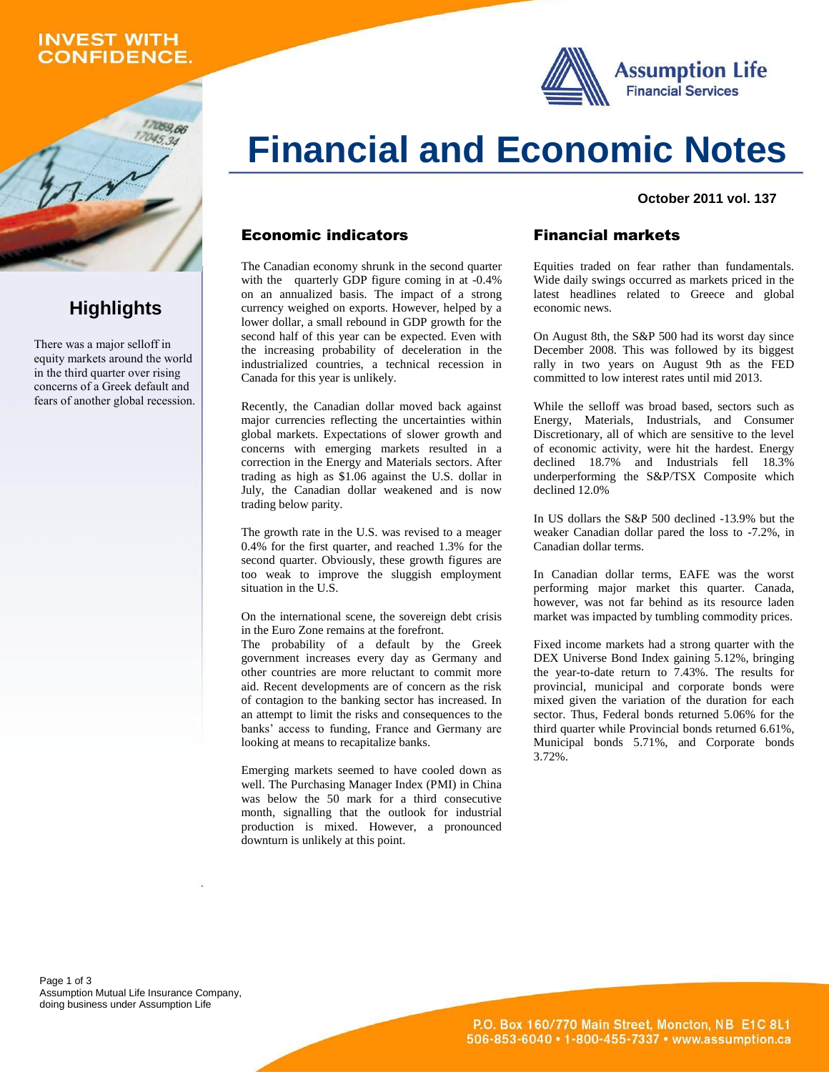INVEST WITH CONFIDENCE.

Assumption Life Financial Services

# Financial and Economic Notes

**October 2011 vol. 137**

## Highlights

There was a major selloff in equity markets around the world in the third quarter over rising concerns of a Greek default and fears of another global recession.

## Economic indicators

The Canadian economy shrunk in the second quarter with the quarterly GDP figure coming in at -0.4% on an annualized basis. The impact of a strong currency weighed on exports. However, helped by a lower dollar, a small rebound in GDP growth for the second half of this year can be expected. Even with the increasing probability of deceleration in the industrialized countries, a technical recession in Canada for this year is unlikely.

Recently, the Canadian dollar moved back against major currencies reflecting the uncertainties within global markets. Expectations of slower growth and concerns with emerging markets resulted in a correction in the Energy and Materials sectors. After trading as high as $1.06 against the U.S. dollar in July, the Canadian dollar weakened and is now trading below parity.

The growth rate in the U.S. was revised to a meager 0.4% for the first quarter, and reached 1.3% for the second quarter. Obviously, these growth figures are too weak to improve the sluggish employment situation in the U.S.

On the international scene, the sovereign debt crisis in the Euro Zone remains at the forefront.
The probability of a default by the Greek government increases every day as Germany and other countries are more reluctant to commit more aid. Recent developments are of concern as the risk of contagion to the banking sector has increased. In an attempt to limit the risks and consequences to the banks' access to funding, France and Germany are looking at means to recapitalize banks.

Emerging markets seemed to have cooled down as well. The Purchasing Manager Index (PMI) in China was below the 50 mark for a third consecutive month, signalling that the outlook for industrial production is mixed. However, a pronounced downturn is unlikely at this point.

## Financial markets

Equities traded on fear rather than fundamentals. Wide daily swings occurred as markets priced in the latest headlines related to Greece and global economic news.

On August 8th, the S&P 500 had its worst day since December 2008. This was followed by its biggest rally in two years on August 9th as the FED committed to low interest rates until mid 2013.

While the selloff was broad based, sectors such as Energy, Materials, Industrials, and Consumer Discretionary, all of which are sensitive to the level of economic activity, were hit the hardest. Energy declined 18.7% and Industrials fell 18.3% underperforming the S&P/TSX Composite which declined 12.0%

In US dollars the S&P 500 declined -13.9% but the weaker Canadian dollar pared the loss to -7.2%, in Canadian dollar terms.

In Canadian dollar terms, EAFE was the worst performing major market this quarter. Canada, however, was not far behind as its resource laden market was impacted by tumbling commodity prices.

Fixed income markets had a strong quarter with the DEX Universe Bond Index gaining 5.12%, bringing the year-to-date return to 7.43%. The results for provincial, municipal and corporate bonds were mixed given the variation of the duration for each sector. Thus, Federal bonds returned 5.06% for the third quarter while Provincial bonds returned 6.61%, Municipal bonds 5.71%, and Corporate bonds 3.72%.

Assumption Mutual Life Insurance Company, doing business under Assumption Life

P.O. Box 160/770 Main Street, Moncton, NB E1C 8L1
506-853-6040 • 1-800-455-7337 • www.assumption.ca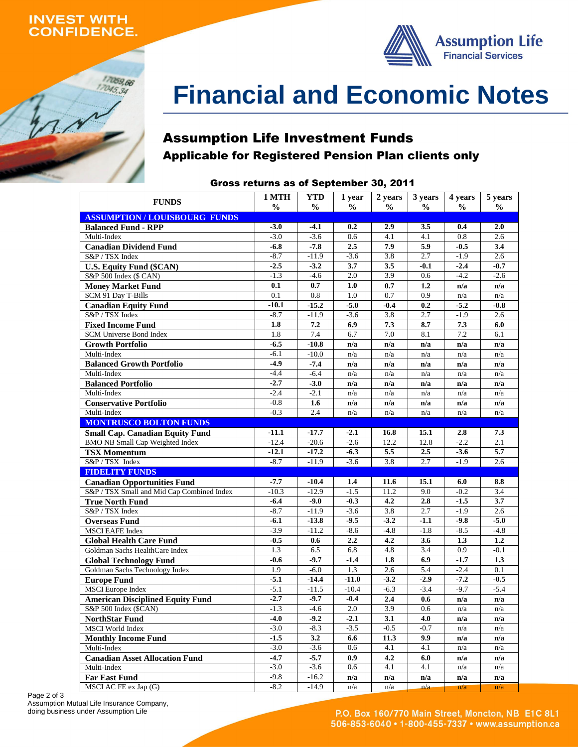INVEST WITH CONFIDENCE.

Assumption Life Financial Services

# Financial and Economic Notes

## Assumption Life Investment Funds

### Applicable for Registered Pension Plan clients only

**Gross returns as of September 30, 2011**

| FUNDS | 1 MTH % | YTD % | 1 year % | 2 years % | 3 years % | 4 years % | 5 years % |
|---|---|---|---|---|---|---|---|
| **ASSUMPTION / LOUISBOURG FUNDS** | | | | | | | |
| **Balanced Fund - RPP** | **-3.0** | **-4.1** | **0.2** | **2.9** | **3.5** | **0.4** | **2.0** |
| Multi-Index | -3.0 | -3.6 | 0.6 | 4.1 | 4.1 | 0.8 | 2.6 |
| **Canadian Dividend Fund** | **-6.8** | **-7.8** | **2.5** | **7.9** | **5.9** | **-0.5** | **3.4** |
| S&P / TSX Index | -8.7 | -11.9 | -3.6 | 3.8 | 2.7 | -1.9 | 2.6 |
| **U.S. Equity Fund ($CAN)** | **-2.5** | **-3.2** | **3.7** | **3.5** | **-0.1** | **-2.4** | **-0.7** |
| S&P 500 Index ($ CAN) | -1.3 | -4.6 | 2.0 | 3.9 | 0.6 | -4.2 | -2.6 |
| **Money Market Fund** | **0.1** | **0.7** | **1.0** | **0.7** | **1.2** | **n/a** | **n/a** |
| SCM 91 Day T-Bills | 0.1 | 0.8 | 1.0 | 0.7 | 0.9 | n/a | n/a |
| **Canadian Equity Fund** | **-10.1** | **-15.2** | **-5.0** | **-0.4** | **0.2** | **-5.2** | **-0.8** |
| S&P / TSX Index | -8.7 | -11.9 | -3.6 | 3.8 | 2.7 | -1.9 | 2.6 |
| **Fixed Income Fund** | **1.8** | **7.2** | **6.9** | **7.3** | **8.7** | **7.3** | **6.0** |
| SCM Universe Bond Index | 1.8 | 7.4 | 6.7 | 7.0 | 8.1 | 7.2 | 6.1 |
| **Growth Portfolio** | **-6.5** | **-10.8** | **n/a** | **n/a** | **n/a** | **n/a** | **n/a** |
| Multi-Index | -6.1 | -10.0 | n/a | n/a | n/a | n/a | n/a |
| **Balanced Growth Portfolio** | **-4.9** | **-7.4** | **n/a** | **n/a** | **n/a** | **n/a** | **n/a** |
| Multi-Index | -4.4 | -6.4 | n/a | n/a | n/a | n/a | n/a |
| **Balanced Portfolio** | **-2.7** | **-3.0** | **n/a** | **n/a** | **n/a** | **n/a** | **n/a** |
| Multi-Index | -2.4 | -2.1 | n/a | n/a | n/a | n/a | n/a |
| **Conservative Portfolio** | **-0.8** | **1.6** | **n/a** | **n/a** | **n/a** | **n/a** | **n/a** |
| Multi-Index | -0.3 | 2.4 | n/a | n/a | n/a | n/a | n/a |
| **MONTRUSCO BOLTON FUNDS** | | | | | | | |
| **Small Cap. Canadian Equity Fund** | **-11.1** | **-17.7** | **-2.1** | **16.8** | **15.1** | **2.8** | **7.3** |
| BMO NB Small Cap Weighted Index | -12.4 | -20.6 | -2.6 | 12.2 | 12.8 | -2.2 | 2.1 |
| **TSX Momentum** | **-12.1** | **-17.2** | **-6.3** | **5.5** | **2.5** | **-3.6** | **5.7** |
| S&P / TSX Index | -8.7 | -11.9 | -3.6 | 3.8 | 2.7 | -1.9 | 2.6 |
| **FIDELITY FUNDS** | | | | | | | |
| **Canadian Opportunities Fund** | **-7.7** | **-10.4** | **1.4** | **11.6** | **15.1** | **6.0** | **8.8** |
| S&P / TSX Small and Mid Cap Combined Index | -10.3 | -12.9 | -1.5 | 11.2 | 9.0 | -0.2 | 3.4 |
| **True North Fund** | **-6.4** | **-9.0** | **-0.3** | **4.2** | **2.8** | **-1.5** | **3.7** |
| S&P / TSX Index | -8.7 | -11.9 | -3.6 | 3.8 | 2.7 | -1.9 | 2.6 |
| **Overseas Fund** | **-6.1** | **-13.8** | **-9.5** | **-3.2** | **-1.1** | **-9.8** | **-5.0** |
| MSCI EAFE Index | -3.9 | -11.2 | -8.6 | -4.8 | -1.8 | -8.5 | -4.8 |
| **Global Health Care Fund** | **-0.5** | **0.6** | **2.2** | **4.2** | **3.6** | **1.3** | **1.2** |
| Goldman Sachs HealthCare Index | 1.3 | 6.5 | 6.8 | 4.8 | 3.4 | 0.9 | -0.1 |
| **Global Technology Fund** | **-0.6** | **-9.7** | **-1.4** | **1.8** | **6.9** | **-1.7** | **1.3** |
| Goldman Sachs Technology Index | 1.9 | -6.0 | 1.3 | 2.6 | 5.4 | -2.4 | 0.1 |
| **Europe Fund** | **-5.1** | **-14.4** | **-11.0** | **-3.2** | **-2.9** | **-7.2** | **-0.5** |
| MSCI Europe Index | -5.1 | -11.5 | -10.4 | -6.3 | -3.4 | -9.7 | -5.4 |
| **American Disciplined Equity Fund** | **-2.7** | **-9.7** | **-0.4** | **2.4** | **0.6** | **n/a** | **n/a** |
| S&P 500 Index ($CAN) | -1.3 | -4.6 | 2.0 | 3.9 | 0.6 | n/a | n/a |
| **NorthStar Fund** | **-4.0** | **-9.2** | **-2.1** | **3.1** | **4.0** | **n/a** | **n/a** |
| MSCI World Index | -3.0 | -8.3 | -3.5 | -0.5 | -0.7 | n/a | n/a |
| **Monthly Income Fund** | **-1.5** | **3.2** | **6.6** | **11.3** | **9.9** | **n/a** | **n/a** |
| Multi-Index | -3.0 | -3.6 | 0.6 | 4.1 | 4.1 | n/a | n/a |
| **Canadian Asset Allocation Fund** | **-4.7** | **-5.7** | **0.9** | **4.2** | **6.0** | **n/a** | **n/a** |
| Multi-Index | -3.0 | -3.6 | 0.6 | 4.1 | 4.1 | n/a | n/a |
| **Far East Fund** | **-9.8** | **-16.2** | **n/a** | **n/a** | **n/a** | **n/a** | **n/a** |
| MSCI AC FE ex Jap (G) | -8.2 | -14.9 | n/a | n/a | n/a | n/a | n/a |

Assumption Mutual Life Insurance Company, doing business under Assumption Life

P.O. Box 160/770 Main Street, Moncton, NB E1C 8L1
506-853-6040 • 1-800-455-7337 • www.assumption.ca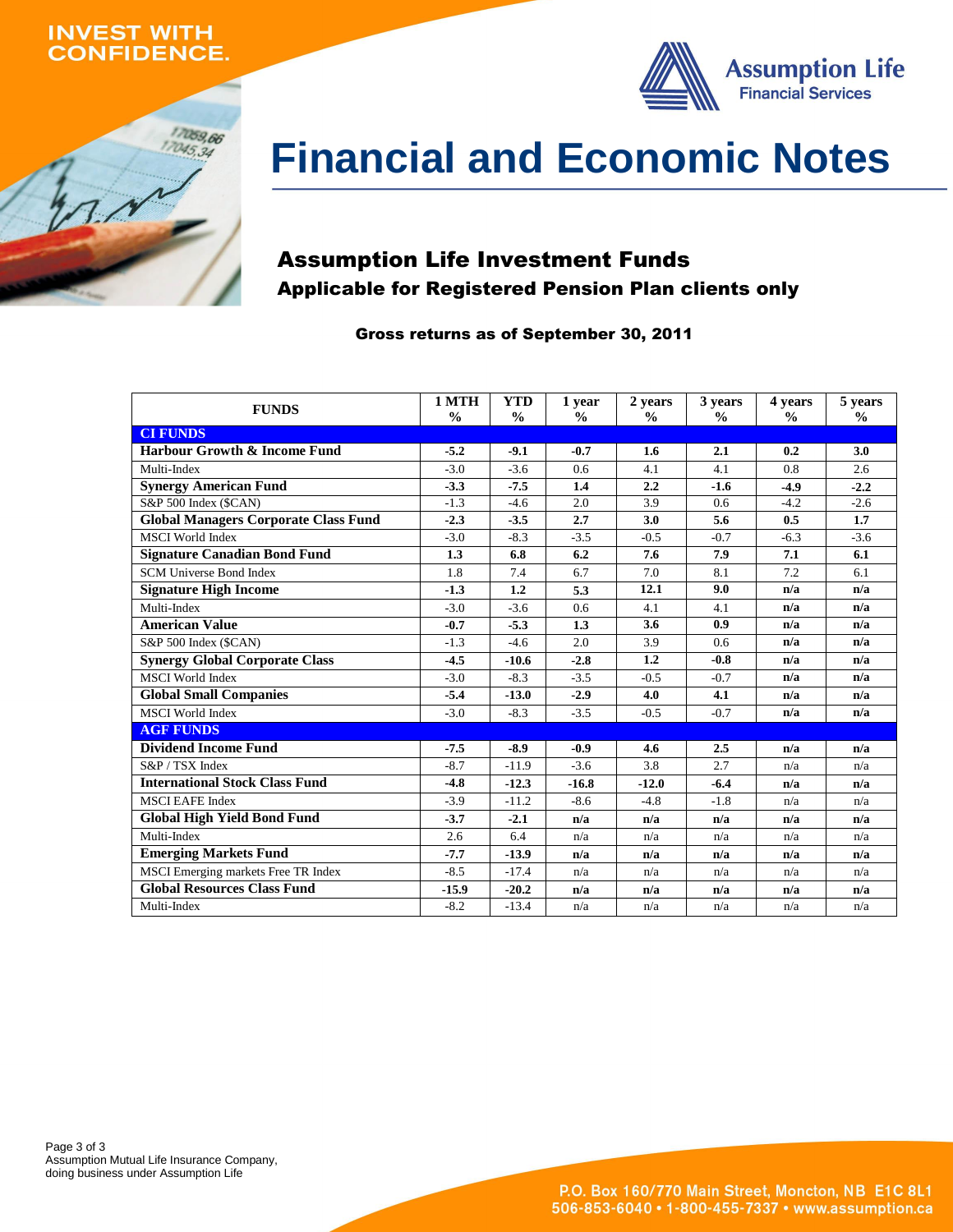INVEST WITH CONFIDENCE.

Assumption Life
Financial Services

# Financial and Economic Notes

## Assumption Life Investment Funds

### Applicable for Registered Pension Plan clients only

**Gross returns as of September 30, 2011**

| FUNDS | 1 MTH % | YTD % | 1 year % | 2 years % | 3 years % | 4 years % | 5 years % |
|---|---|---|---|---|---|---|---|
| **CI FUNDS** | | | | | | | |
| **Harbour Growth & Income Fund** | **-5.2** | **-9.1** | **-0.7** | **1.6** | **2.1** | **0.2** | **3.0** |
| Multi-Index | -3.0 | -3.6 | 0.6 | 4.1 | 4.1 | 0.8 | 2.6 |
| **Synergy American Fund** | **-3.3** | **-7.5** | **1.4** | **2.2** | **-1.6** | **-4.9** | **-2.2** |
| S&P 500 Index ($CAN) | -1.3 | -4.6 | 2.0 | 3.9 | 0.6 | -4.2 | -2.6 |
| **Global Managers Corporate Class Fund** | **-2.3** | **-3.5** | **2.7** | **3.0** | **5.6** | **0.5** | **1.7** |
| MSCI World Index | -3.0 | -8.3 | -3.5 | -0.5 | -0.7 | -6.3 | -3.6 |
| **Signature Canadian Bond Fund** | **1.3** | **6.8** | **6.2** | **7.6** | **7.9** | **7.1** | **6.1** |
| SCM Universe Bond Index | 1.8 | 7.4 | 6.7 | 7.0 | 8.1 | 7.2 | 6.1 |
| **Signature High Income** | **-1.3** | **1.2** | **5.3** | **12.1** | **9.0** | **n/a** | **n/a** |
| Multi-Index | -3.0 | -3.6 | 0.6 | 4.1 | 4.1 | **n/a** | **n/a** |
| **American Value** | **-0.7** | **-5.3** | **1.3** | **3.6** | **0.9** | **n/a** | **n/a** |
| S&P 500 Index ($CAN) | -1.3 | -4.6 | 2.0 | 3.9 | 0.6 | **n/a** | **n/a** |
| **Synergy Global Corporate Class** | **-4.5** | **-10.6** | **-2.8** | **1.2** | **-0.8** | **n/a** | **n/a** |
| MSCI World Index | -3.0 | -8.3 | -3.5 | -0.5 | -0.7 | **n/a** | **n/a** |
| **Global Small Companies** | **-5.4** | **-13.0** | **-2.9** | **4.0** | **4.1** | **n/a** | **n/a** |
| MSCI World Index | -3.0 | -8.3 | -3.5 | -0.5 | -0.7 | **n/a** | **n/a** |
| **AGF FUNDS** | | | | | | | |
| **Dividend Income Fund** | **-7.5** | **-8.9** | **-0.9** | **4.6** | **2.5** | **n/a** | **n/a** |
| S&P / TSX Index | -8.7 | -11.9 | -3.6 | 3.8 | 2.7 | n/a | n/a |
| **International Stock Class Fund** | **-4.8** | **-12.3** | **-16.8** | **-12.0** | **-6.4** | **n/a** | **n/a** |
| MSCI EAFE Index | -3.9 | -11.2 | -8.6 | -4.8 | -1.8 | n/a | n/a |
| **Global High Yield Bond Fund** | **-3.7** | **-2.1** | **n/a** | **n/a** | **n/a** | **n/a** | **n/a** |
| Multi-Index | 2.6 | 6.4 | n/a | n/a | n/a | n/a | n/a |
| **Emerging Markets Fund** | **-7.7** | **-13.9** | **n/a** | **n/a** | **n/a** | **n/a** | **n/a** |
| MSCI Emerging markets Free TR Index | -8.5 | -17.4 | n/a | n/a | n/a | n/a | n/a |
| **Global Resources Class Fund** | **-15.9** | **-20.2** | **n/a** | **n/a** | **n/a** | **n/a** | **n/a** |
| Multi-Index | -8.2 | -13.4 | n/a | n/a | n/a | n/a | n/a |

Assumption Mutual Life Insurance Company,
doing business under Assumption Life

P.O. Box 160/770 Main Street, Moncton, NB E1C 8L1
506-853-6040 • 1-800-455-7337 • www.assumption.ca